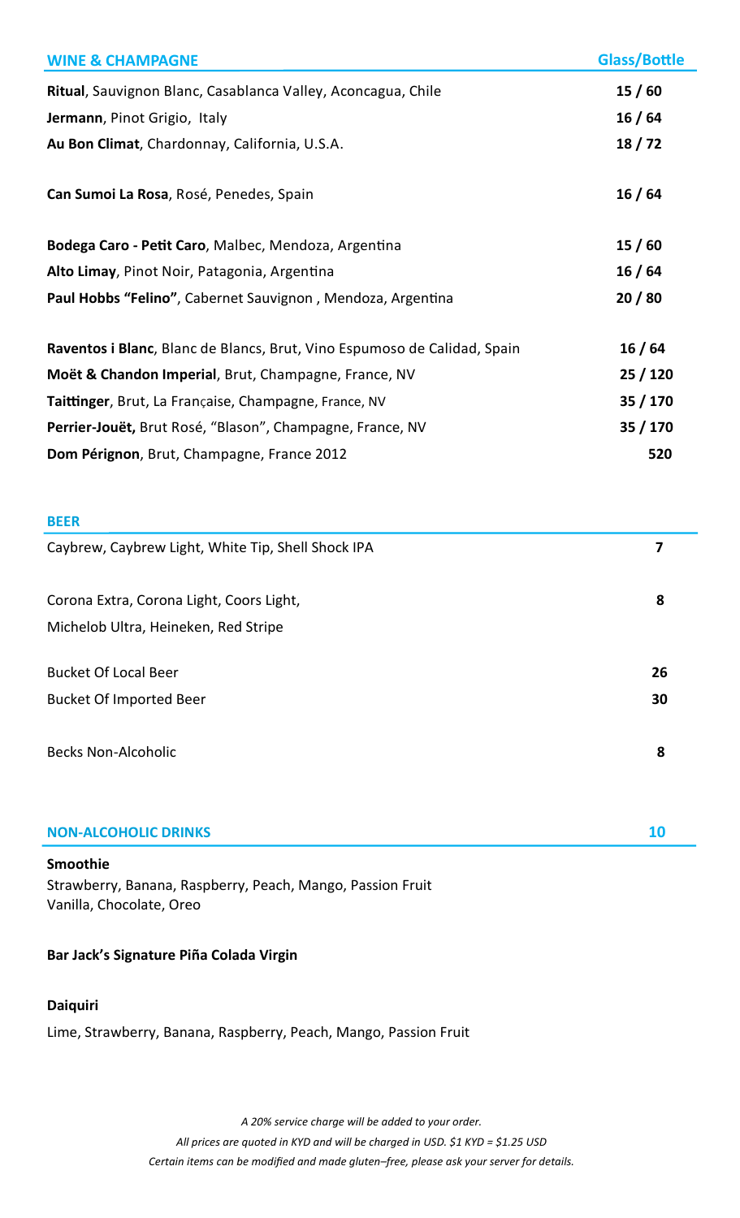## WINE & CHAMPAGNE

| | Glass/Bottle |
|---|---|
| **Ritual**, Sauvignon Blanc, Casablanca Valley, Aconcagua, Chile | **15 / 60** |
| **Jermann**, Pinot Grigio, Italy | **16 / 64** |
| **Au Bon Climat**, Chardonnay, California, U.S.A. | **18 / 72** |
| **Can Sumoi La Rosa**, Rosé, Penedes, Spain | **16 / 64** |
| **Bodega Caro - Petit Caro**, Malbec, Mendoza, Argentina | **15 / 60** |
| **Alto Limay**, Pinot Noir, Patagonia, Argentina | **16 / 64** |
| **Paul Hobbs "Felino"**, Cabernet Sauvignon , Mendoza, Argentina | **20 / 80** |
| **Raventos i Blanc**, Blanc de Blancs, Brut, Vino Espumoso de Calidad, Spain | **16 / 64** |
| **Moët & Chandon Imperial**, Brut, Champagne, France, NV | **25 / 120** |
| **Taittinger**, Brut, La Française, Champagne, France, NV | **35 / 170** |
| **Perrier-Jouët,** Brut Rosé, "Blason", Champagne, France, NV | **35 / 170** |
| **Dom Pérignon**, Brut, Champagne, France 2012 | **520** |

## BEER

| | |
|---|---|
| Caybrew, Caybrew Light, White Tip, Shell Shock IPA | **7** |
| Corona Extra, Corona Light, Coors Light, Michelob Ultra, Heineken, Red Stripe | **8** |
| Bucket Of Local Beer | **26** |
| Bucket Of Imported Beer | **30** |
| Becks Non-Alcoholic | **8** |

## NON-ALCOHOLIC DRINKS — 10

**Smoothie**
Strawberry, Banana, Raspberry, Peach, Mango, Passion Fruit
Vanilla, Chocolate, Oreo

**Bar Jack's Signature Piña Colada Virgin**

**Daiquiri**
Lime, Strawberry, Banana, Raspberry, Peach, Mango, Passion Fruit

*A 20% service charge will be added to your order.*
*All prices are quoted in KYD and will be charged in USD. $1 KYD = $1.25 USD*
*Certain items can be modified and made gluten–free, please ask your server for details.*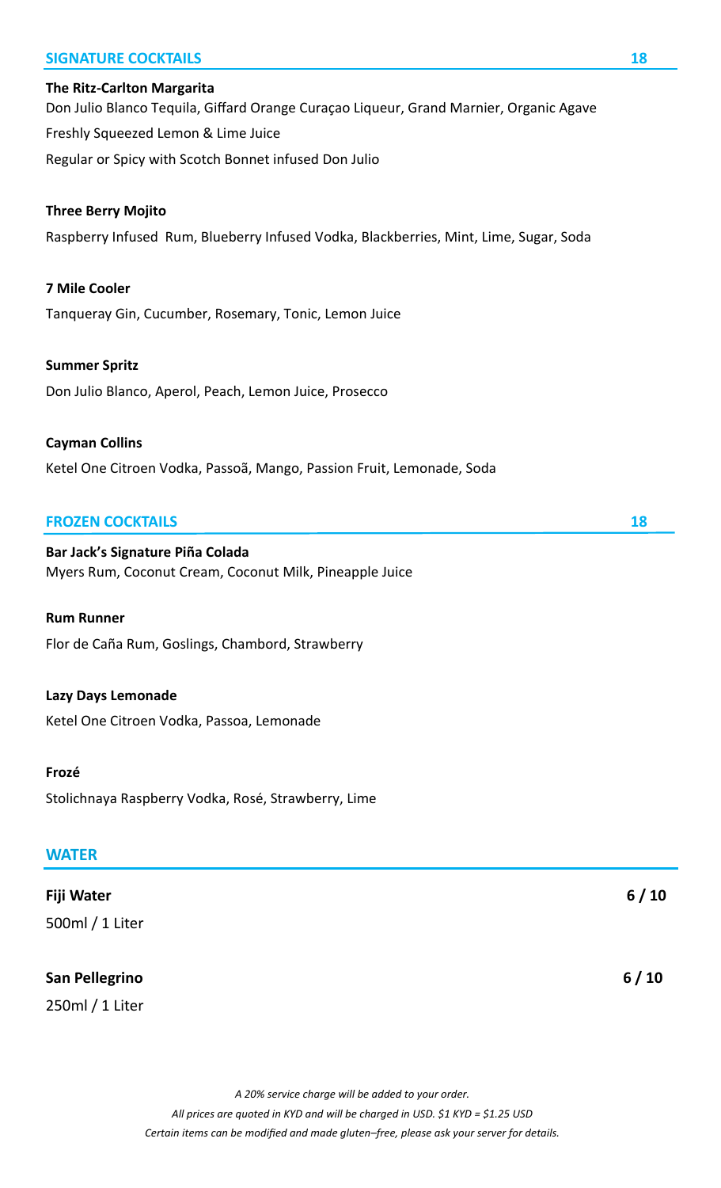## SIGNATURE COCKTAILS 18

**The Ritz-Carlton Margarita**
Don Julio Blanco Tequila, Giffard Orange Curaçao Liqueur, Grand Marnier, Organic Agave
Freshly Squeezed Lemon & Lime Juice
Regular or Spicy with Scotch Bonnet infused Don Julio

**Three Berry Mojito**
Raspberry Infused Rum, Blueberry Infused Vodka, Blackberries, Mint, Lime, Sugar, Soda

**7 Mile Cooler**
Tanqueray Gin, Cucumber, Rosemary, Tonic, Lemon Juice

**Summer Spritz**
Don Julio Blanco, Aperol, Peach, Lemon Juice, Prosecco

**Cayman Collins**
Ketel One Citroen Vodka, Passoã, Mango, Passion Fruit, Lemonade, Soda

## FROZEN COCKTAILS 18

**Bar Jack's Signature Piña Colada**
Myers Rum, Coconut Cream, Coconut Milk, Pineapple Juice

**Rum Runner**
Flor de Caña Rum, Goslings, Chambord, Strawberry

**Lazy Days Lemonade**
Ketel One Citroen Vodka, Passoa, Lemonade

**Frozé**
Stolichnaya Raspberry Vodka, Rosé, Strawberry, Lime

## WATER

**Fiji Water** **6 / 10**
500ml / 1 Liter

**San Pellegrino** **6 / 10**
250ml / 1 Liter

*A 20% service charge will be added to your order.*
*All prices are quoted in KYD and will be charged in USD. $1 KYD = $1.25 USD*
*Certain items can be modified and made gluten–free, please ask your server for details.*